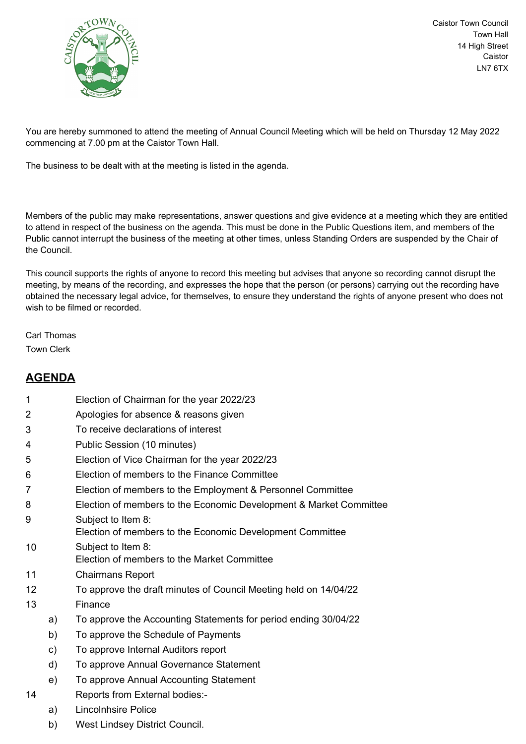Caistor Town Council
Town Hall
14 High Street
Caistor
LN7 6TX

You are hereby summoned to attend the meeting of Annual Council Meeting which will be held on Thursday 12 May 2022 commencing at 7.00 pm at the Caistor Town Hall.

The business to be dealt with at the meeting is listed in the agenda.

Members of the public may make representations, answer questions and give evidence at a meeting which they are entitled to attend in respect of the business on the agenda. This must be done in the Public Questions item, and members of the Public cannot interrupt the business of the meeting at other times, unless Standing Orders are suspended by the Chair of the Council.

This council supports the rights of anyone to record this meeting but advises that anyone so recording cannot disrupt the meeting, by means of the recording, and expresses the hope that the person (or persons) carrying out the recording have obtained the necessary legal advice, for themselves, to ensure they understand the rights of anyone present who does not wish to be filmed or recorded.

Carl Thomas
Town Clerk

## AGENDA

1. Election of Chairman for the year 2022/23
2. Apologies for absence & reasons given
3. To receive declarations of interest
4. Public Session (10 minutes)
5. Election of Vice Chairman for the year 2022/23
6. Election of members to the Finance Committee
7. Election of members to the Employment & Personnel Committee
8. Election of members to the Economic Development & Market Committee
9. Subject to Item 8:
   Election of members to the Economic Development Committee
10. Subject to Item 8:
    Election of members to the Market Committee
11. Chairmans Report
12. To approve the draft minutes of Council Meeting held on 14/04/22
13. Finance
    a) To approve the Accounting Statements for period ending 30/04/22
    b) To approve the Schedule of Payments
    c) To approve Internal Auditors report
    d) To approve Annual Governance Statement
    e) To approve Annual Accounting Statement
14. Reports from External bodies:-
    a) Lincolnhsire Police
    b) West Lindsey District Council.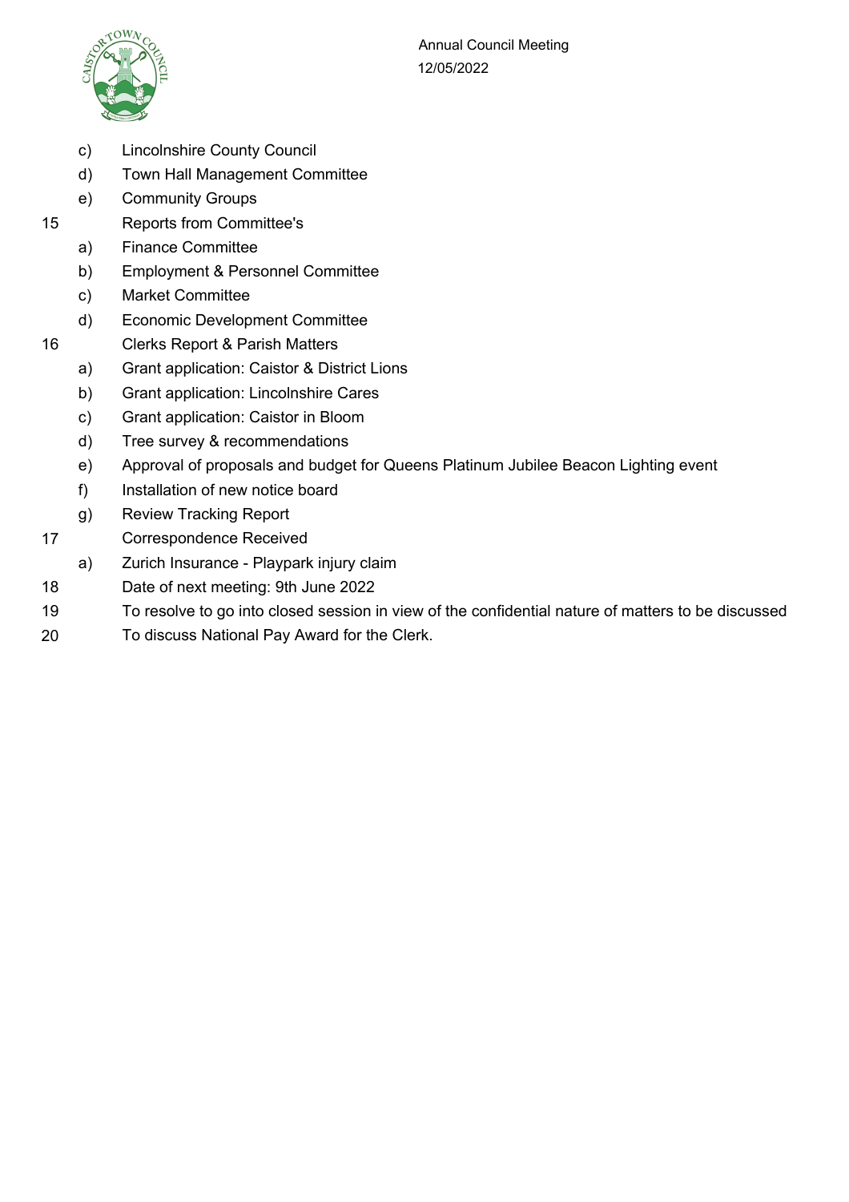c) Lincolnshire County Council

d) Town Hall Management Committee

e) Community Groups

15 Reports from Committee's

a) Finance Committee

b) Employment & Personnel Committee

c) Market Committee

d) Economic Development Committee

16 Clerks Report & Parish Matters

a) Grant application: Caistor & District Lions

b) Grant application: Lincolnshire Cares

c) Grant application: Caistor in Bloom

d) Tree survey & recommendations

e) Approval of proposals and budget for Queens Platinum Jubilee Beacon Lighting event

f) Installation of new notice board

g) Review Tracking Report

17 Correspondence Received

a) Zurich Insurance - Playpark injury claim

18 Date of next meeting: 9th June 2022

19 To resolve to go into closed session in view of the confidential nature of matters to be discussed

20 To discuss National Pay Award for the Clerk.